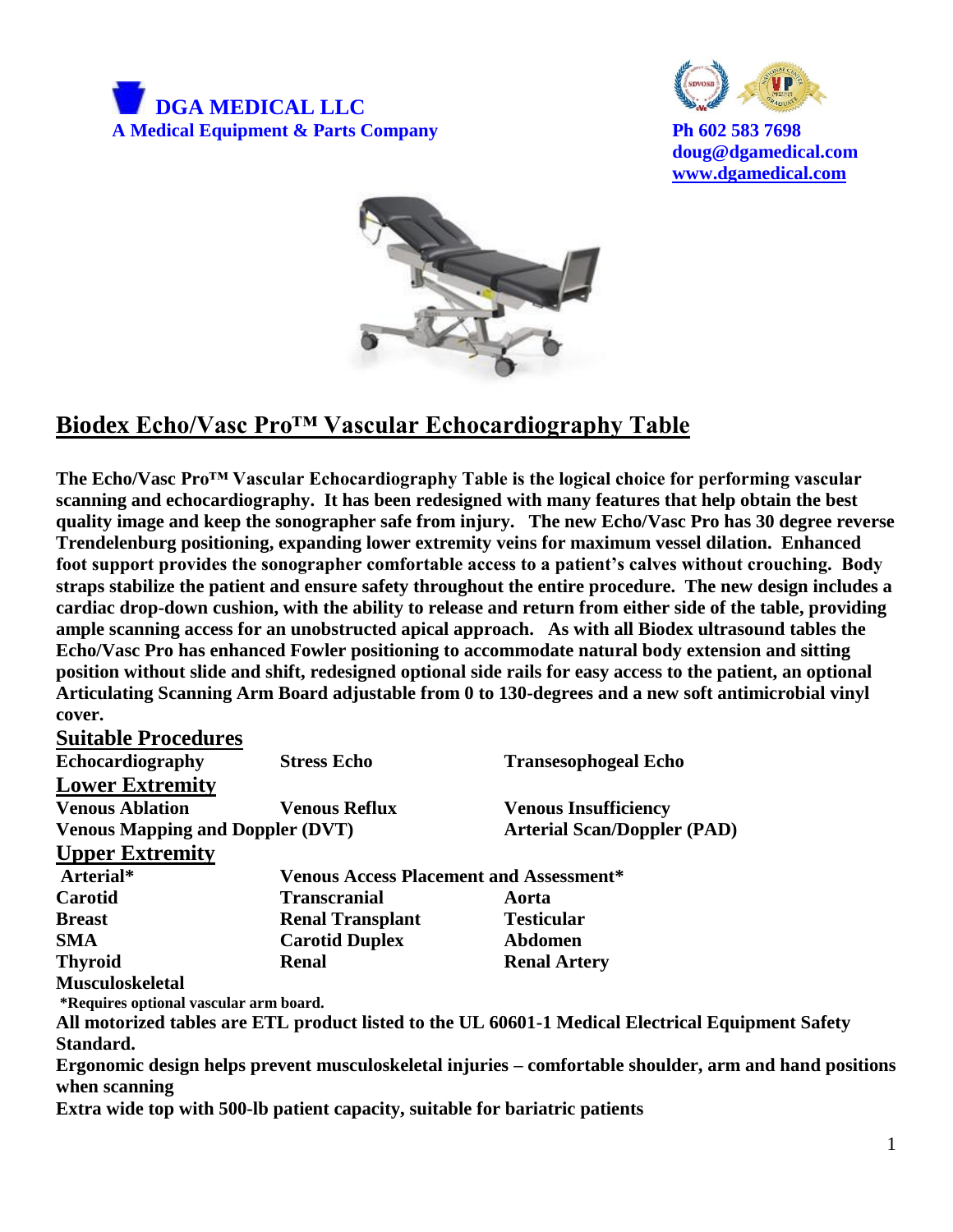**DGA MEDICAL LLC**
**A Medical Equipment & Parts Company**

**Ph 602 583 7698**
**doug@dgamedical.com**
**www.dgamedical.com**

# Biodex Echo/Vasc Pro™ Vascular Echocardiography Table

**The Echo/Vasc Pro™ Vascular Echocardiography Table is the logical choice for performing vascular scanning and echocardiography. It has been redesigned with many features that help obtain the best quality image and keep the sonographer safe from injury. The new Echo/Vasc Pro has 30 degree reverse Trendelenburg positioning, expanding lower extremity veins for maximum vessel dilation. Enhanced foot support provides the sonographer comfortable access to a patient's calves without crouching. Body straps stabilize the patient and ensure safety throughout the entire procedure. The new design includes a cardiac drop-down cushion, with the ability to release and return from either side of the table, providing ample scanning access for an unobstructed apical approach. As with all Biodex ultrasound tables the Echo/Vasc Pro has enhanced Fowler positioning to accommodate natural body extension and sitting position without slide and shift, redesigned optional side rails for easy access to the patient, an optional Articulating Scanning Arm Board adjustable from 0 to 130-degrees and a new soft antimicrobial vinyl cover.**

## Suitable Procedures

| | | |
|---|---|---|
| **Echocardiography** | **Stress Echo** | **Transesophogeal Echo** |

## Lower Extremity

| | | |
|---|---|---|
| **Venous Ablation** | **Venous Reflux** | **Venous Insufficiency** |
| **Venous Mapping and Doppler (DVT)** | | **Arterial Scan/Doppler (PAD)** |

## Upper Extremity

| | | |
|---|---|---|
| **Arterial*** | **Venous Access Placement and Assessment*** | |
| **Carotid** | **Transcranial** | **Aorta** |
| **Breast** | **Renal Transplant** | **Testicular** |
| **SMA** | **Carotid Duplex** | **Abdomen** |
| **Thyroid** | **Renal** | **Renal Artery** |
| **Musculoskeletal** | | |

**\*Requires optional vascular arm board.**

**All motorized tables are ETL product listed to the UL 60601-1 Medical Electrical Equipment Safety Standard.**

**Ergonomic design helps prevent musculoskeletal injuries – comfortable shoulder, arm and hand positions when scanning**

**Extra wide top with 500-lb patient capacity, suitable for bariatric patients**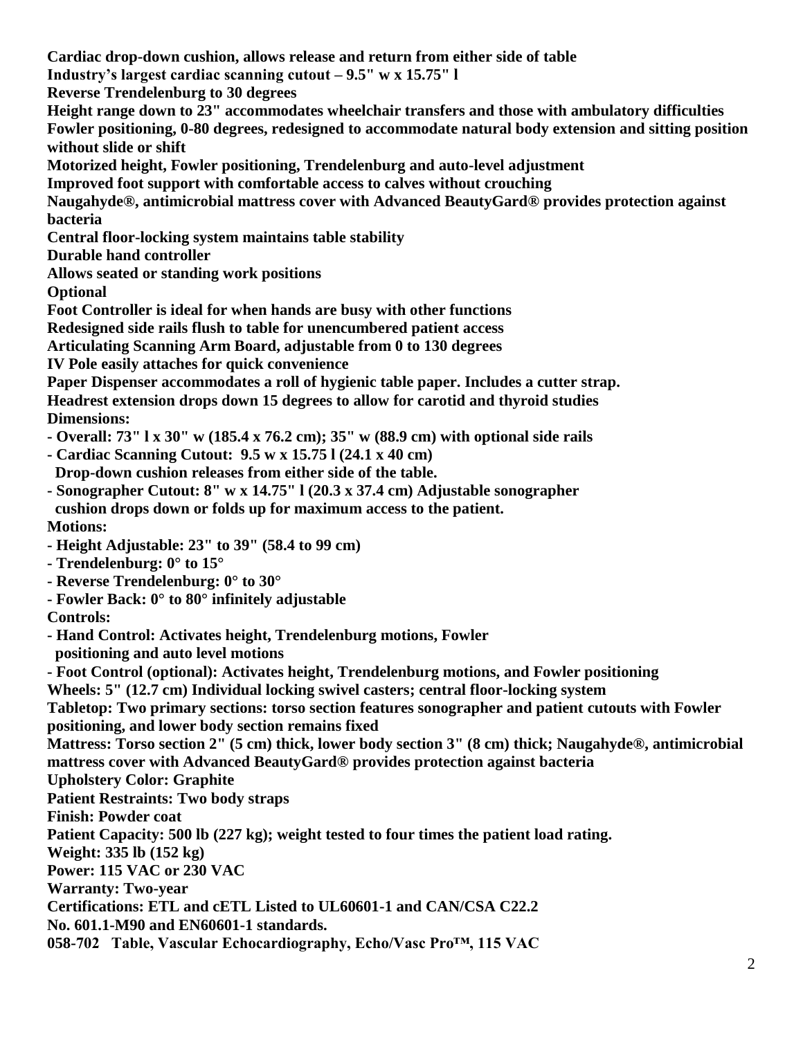**Cardiac drop-down cushion, allows release and return from either side of table**
**Industry's largest cardiac scanning cutout – 9.5" w x 15.75" l**
**Reverse Trendelenburg to 30 degrees**
**Height range down to 23" accommodates wheelchair transfers and those with ambulatory difficulties**
**Fowler positioning, 0-80 degrees, redesigned to accommodate natural body extension and sitting position without slide or shift**
**Motorized height, Fowler positioning, Trendelenburg and auto-level adjustment**
**Improved foot support with comfortable access to calves without crouching**
**Naugahyde®, antimicrobial mattress cover with Advanced BeautyGard® provides protection against bacteria**
**Central floor-locking system maintains table stability**
**Durable hand controller**
**Allows seated or standing work positions**

**Optional**

**Foot Controller is ideal for when hands are busy with other functions**
**Redesigned side rails flush to table for unencumbered patient access**
**Articulating Scanning Arm Board, adjustable from 0 to 130 degrees**
**IV Pole easily attaches for quick convenience**
**Paper Dispenser accommodates a roll of hygienic table paper. Includes a cutter strap.**
**Headrest extension drops down 15 degrees to allow for carotid and thyroid studies**

**Dimensions:**

- **Overall: 73" l x 30" w (185.4 x 76.2 cm); 35" w (88.9 cm) with optional side rails**
- **Cardiac Scanning Cutout: 9.5 w x 15.75 l (24.1 x 40 cm)**
  **Drop-down cushion releases from either side of the table.**
- **Sonographer Cutout: 8" w x 14.75" l (20.3 x 37.4 cm) Adjustable sonographer cushion drops down or folds up for maximum access to the patient.**

**Motions:**

- **Height Adjustable: 23" to 39" (58.4 to 99 cm)**
- **Trendelenburg: 0° to 15°**
- **Reverse Trendelenburg: 0° to 30°**
- **Fowler Back: 0° to 80° infinitely adjustable**

**Controls:**

- **Hand Control: Activates height, Trendelenburg motions, Fowler positioning and auto level motions**
- **Foot Control (optional): Activates height, Trendelenburg motions, and Fowler positioning**

**Wheels: 5" (12.7 cm) Individual locking swivel casters; central floor-locking system**
**Tabletop: Two primary sections: torso section features sonographer and patient cutouts with Fowler positioning, and lower body section remains fixed**
**Mattress: Torso section 2" (5 cm) thick, lower body section 3" (8 cm) thick; Naugahyde®, antimicrobial mattress cover with Advanced BeautyGard® provides protection against bacteria**
**Upholstery Color: Graphite**
**Patient Restraints: Two body straps**
**Finish: Powder coat**
**Patient Capacity: 500 lb (227 kg); weight tested to four times the patient load rating.**
**Weight: 335 lb (152 kg)**
**Power: 115 VAC or 230 VAC**
**Warranty: Two-year**
**Certifications: ETL and cETL Listed to UL60601-1 and CAN/CSA C22.2 No. 601.1-M90 and EN60601-1 standards.**

**058-702 Table, Vascular Echocardiography, Echo/Vasc Pro™, 115 VAC**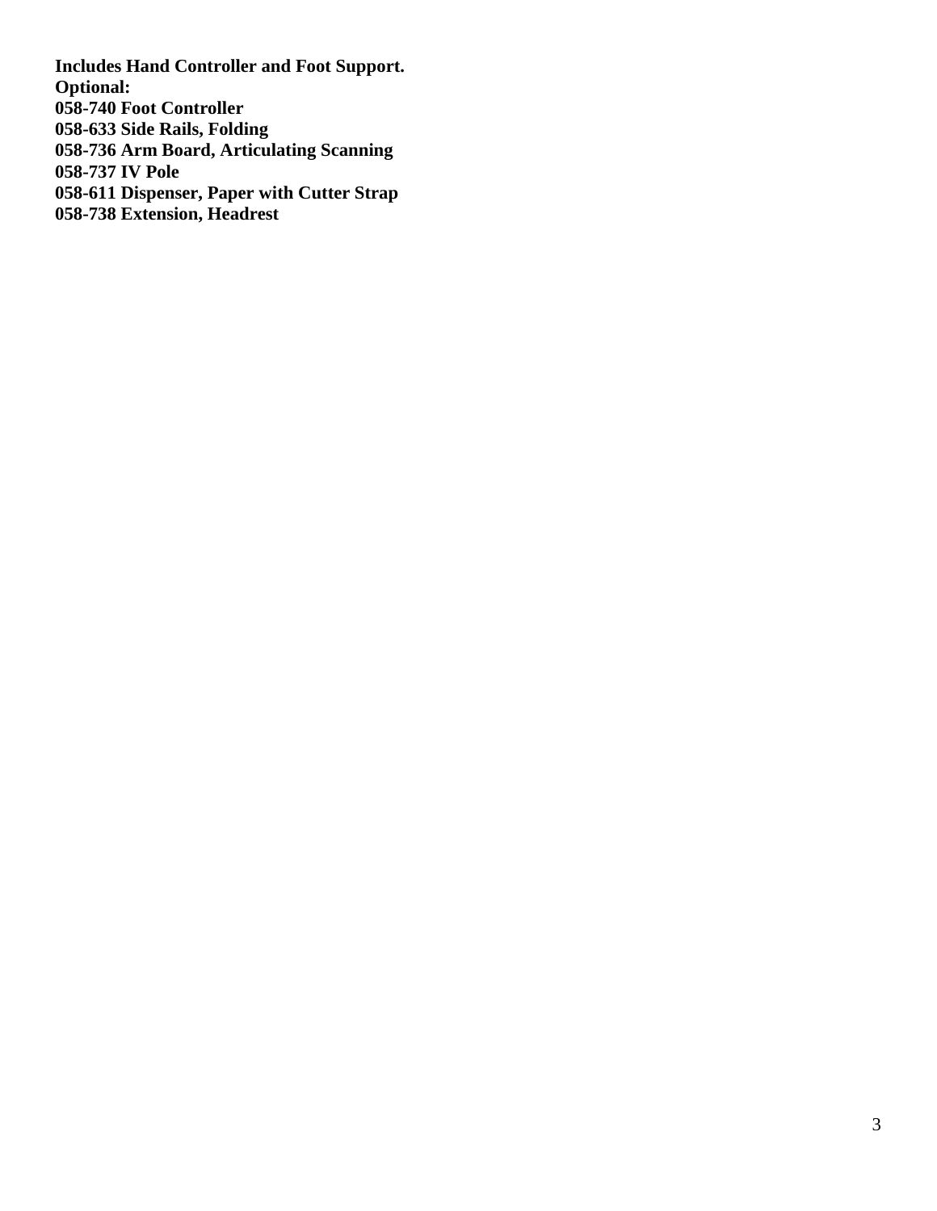**Includes Hand Controller and Foot Support.**

**Optional:**

**058-740 Foot Controller**

**058-633 Side Rails, Folding**

**058-736 Arm Board, Articulating Scanning**

**058-737 IV Pole**

**058-611 Dispenser, Paper with Cutter Strap**

**058-738 Extension, Headrest**